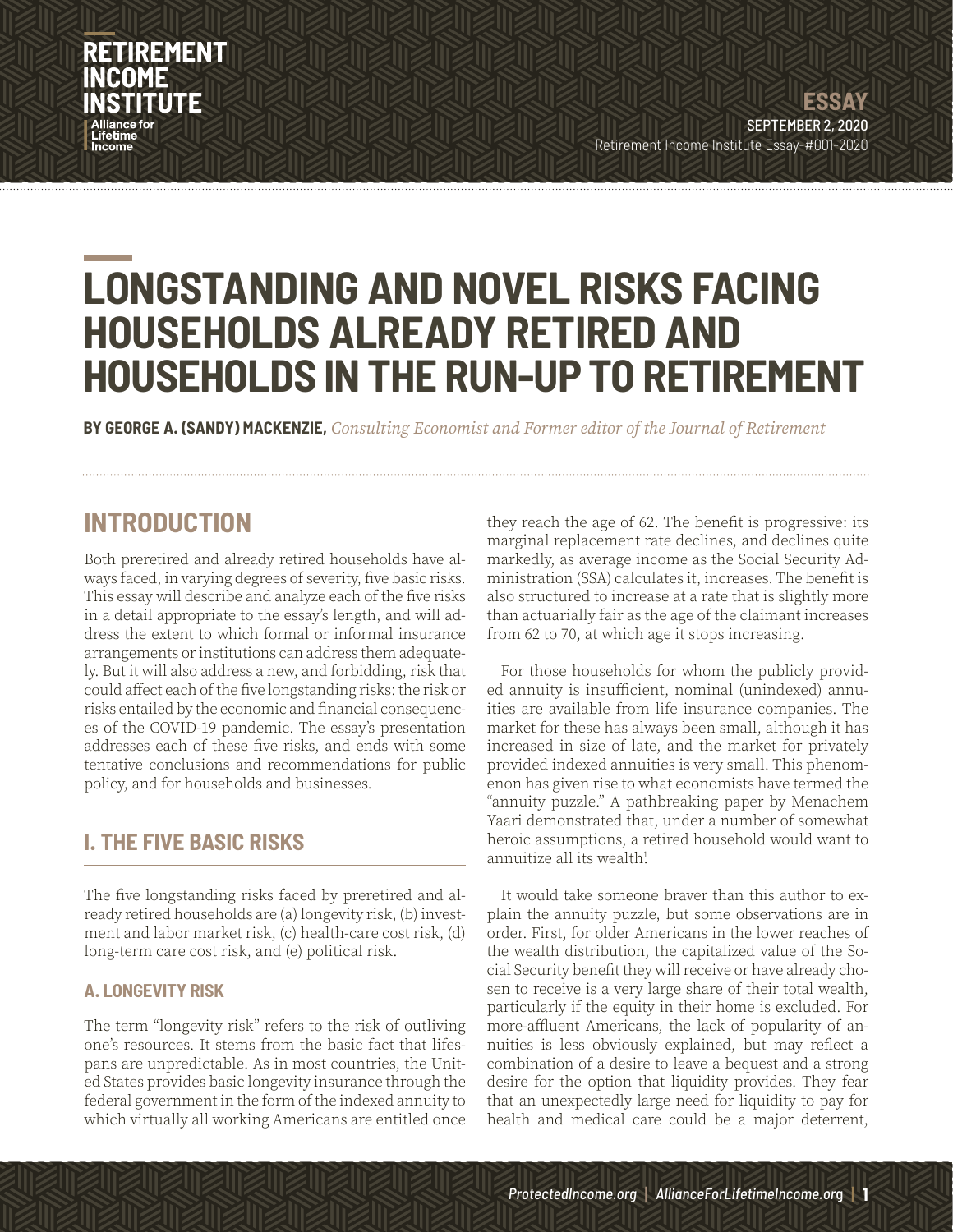RETIREMENT INCOME INSTITUTE

Alliance for Lifetime Income

ESSAY

SEPTEMBER 2, 2020

Retirement Income Institute Essay-#001-2020

# LONGSTANDING AND NOVEL RISKS FACING HOUSEHOLDS ALREADY RETIRED AND HOUSEHOLDS IN THE RUN-UP TO RETIREMENT

**BY GEORGE A. (SANDY) MACKENZIE,** *Consulting Economist and Former editor of the Journal of Retirement*

## INTRODUCTION

Both preretired and already retired households have always faced, in varying degrees of severity, five basic risks. This essay will describe and analyze each of the five risks in a detail appropriate to the essay's length, and will address the extent to which formal or informal insurance arrangements or institutions can address them adequately. But it will also address a new, and forbidding, risk that could affect each of the five longstanding risks: the risk or risks entailed by the economic and financial consequences of the COVID-19 pandemic. The essay's presentation addresses each of these five risks, and ends with some tentative conclusions and recommendations for public policy, and for households and businesses.

## I. THE FIVE BASIC RISKS

The five longstanding risks faced by preretired and already retired households are (a) longevity risk, (b) investment and labor market risk, (c) health-care cost risk, (d) long-term care cost risk, and (e) political risk.

### A. LONGEVITY RISK

The term "longevity risk" refers to the risk of outliving one's resources. It stems from the basic fact that lifespans are unpredictable. As in most countries, the United States provides basic longevity insurance through the federal government in the form of the indexed annuity to which virtually all working Americans are entitled once they reach the age of 62. The benefit is progressive: its marginal replacement rate declines, and declines quite markedly, as average income as the Social Security Administration (SSA) calculates it, increases. The benefit is also structured to increase at a rate that is slightly more than actuarially fair as the age of the claimant increases from 62 to 70, at which age it stops increasing.

For those households for whom the publicly provided annuity is insufficient, nominal (unindexed) annuities are available from life insurance companies. The market for these has always been small, although it has increased in size of late, and the market for privately provided indexed annuities is very small. This phenomenon has given rise to what economists have termed the "annuity puzzle." A pathbreaking paper by Menachem Yaari demonstrated that, under a number of somewhat heroic assumptions, a retired household would want to annuitize all its wealth.[1]

It would take someone braver than this author to explain the annuity puzzle, but some observations are in order. First, for older Americans in the lower reaches of the wealth distribution, the capitalized value of the Social Security benefit they will receive or have already chosen to receive is a very large share of their total wealth, particularly if the equity in their home is excluded. For more-affluent Americans, the lack of popularity of annuities is less obviously explained, but may reflect a combination of a desire to leave a bequest and a strong desire for the option that liquidity provides. They fear that an unexpectedly large need for liquidity to pay for health and medical care could be a major deterrent,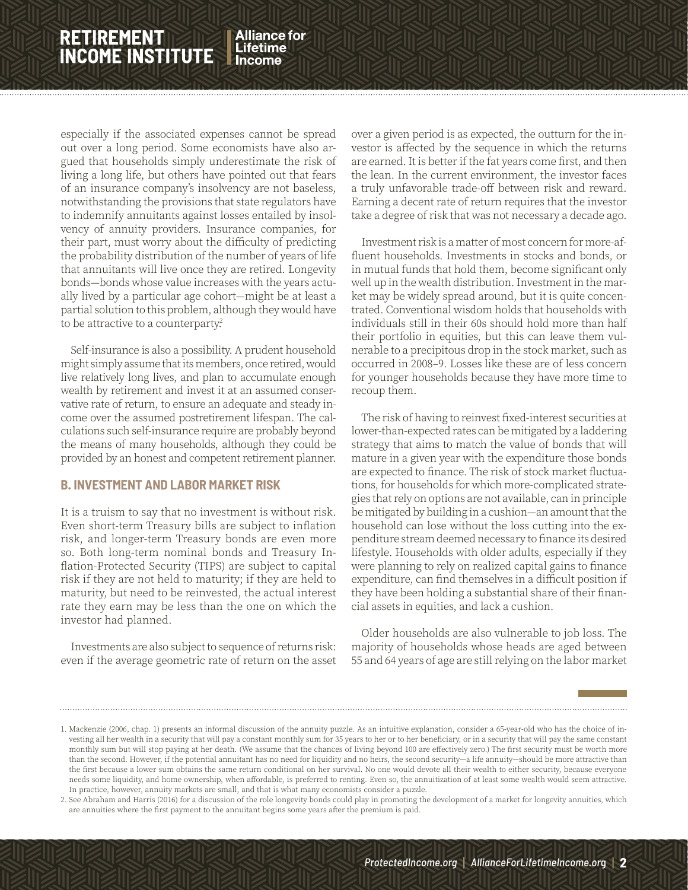especially if the associated expenses cannot be spread out over a long period. Some economists have also argued that households simply underestimate the risk of living a long life, but others have pointed out that fears of an insurance company's insolvency are not baseless, notwithstanding the provisions that state regulators have to indemnify annuitants against losses entailed by insolvency of annuity providers. Insurance companies, for their part, must worry about the difficulty of predicting the probability distribution of the number of years of life that annuitants will live once they are retired. Longevity bonds—bonds whose value increases with the years actually lived by a particular age cohort—might be at least a partial solution to this problem, although they would have to be attractive to a counterparty.[2]

Self-insurance is also a possibility. A prudent household might simply assume that its members, once retired, would live relatively long lives, and plan to accumulate enough wealth by retirement and invest it at an assumed conservative rate of return, to ensure an adequate and steady income over the assumed postretirement lifespan. The calculations such self-insurance require are probably beyond the means of many households, although they could be provided by an honest and competent retirement planner.

### B. INVESTMENT AND LABOR MARKET RISK

It is a truism to say that no investment is without risk. Even short-term Treasury bills are subject to inflation risk, and longer-term Treasury bonds are even more so. Both long-term nominal bonds and Treasury Inflation-Protected Security (TIPS) are subject to capital risk if they are not held to maturity; if they are held to maturity, but need to be reinvested, the actual interest rate they earn may be less than the one on which the investor had planned.

Investments are also subject to sequence of returns risk: even if the average geometric rate of return on the asset over a given period is as expected, the outturn for the investor is affected by the sequence in which the returns are earned. It is better if the fat years come first, and then the lean. In the current environment, the investor faces a truly unfavorable trade-off between risk and reward. Earning a decent rate of return requires that the investor take a degree of risk that was not necessary a decade ago.

Investment risk is a matter of most concern for more-affluent households. Investments in stocks and bonds, or in mutual funds that hold them, become significant only well up in the wealth distribution. Investment in the market may be widely spread around, but it is quite concentrated. Conventional wisdom holds that households with individuals still in their 60s should hold more than half their portfolio in equities, but this can leave them vulnerable to a precipitous drop in the stock market, such as occurred in 2008–9. Losses like these are of less concern for younger households because they have more time to recoup them.

The risk of having to reinvest fixed-interest securities at lower-than-expected rates can be mitigated by a laddering strategy that aims to match the value of bonds that will mature in a given year with the expenditure those bonds are expected to finance. The risk of stock market fluctuations, for households for which more-complicated strategies that rely on options are not available, can in principle be mitigated by building in a cushion—an amount that the household can lose without the loss cutting into the expenditure stream deemed necessary to finance its desired lifestyle. Households with older adults, especially if they were planning to rely on realized capital gains to finance expenditure, can find themselves in a difficult position if they have been holding a substantial share of their financial assets in equities, and lack a cushion.

Older households are also vulnerable to job loss. The majority of households whose heads are aged between 55 and 64 years of age are still relying on the labor market

---

1. Mackenzie (2006, chap. 1) presents an informal discussion of the annuity puzzle. As an intuitive explanation, consider a 65-year-old who has the choice of investing all her wealth in a security that will pay a constant monthly sum for 35 years to her or to her beneficiary, or in a security that will pay the same constant monthly sum but will stop paying at her death. (We assume that the chances of living beyond 100 are effectively zero.) The first security must be worth more than the second. However, if the potential annuitant has no need for liquidity and no heirs, the second security—a life annuity—should be more attractive than the first because a lower sum obtains the same return conditional on her survival. No one would devote all their wealth to either security, because everyone needs some liquidity, and home ownership, when affordable, is preferred to renting. Even so, the annuitization of at least some wealth would seem attractive. In practice, however, annuity markets are small, and that is what many economists consider a puzzle.
2. See Abraham and Harris (2016) for a discussion of the role longevity bonds could play in promoting the development of a market for longevity annuities, which are annuities where the first payment to the annuitant begins some years after the premium is paid.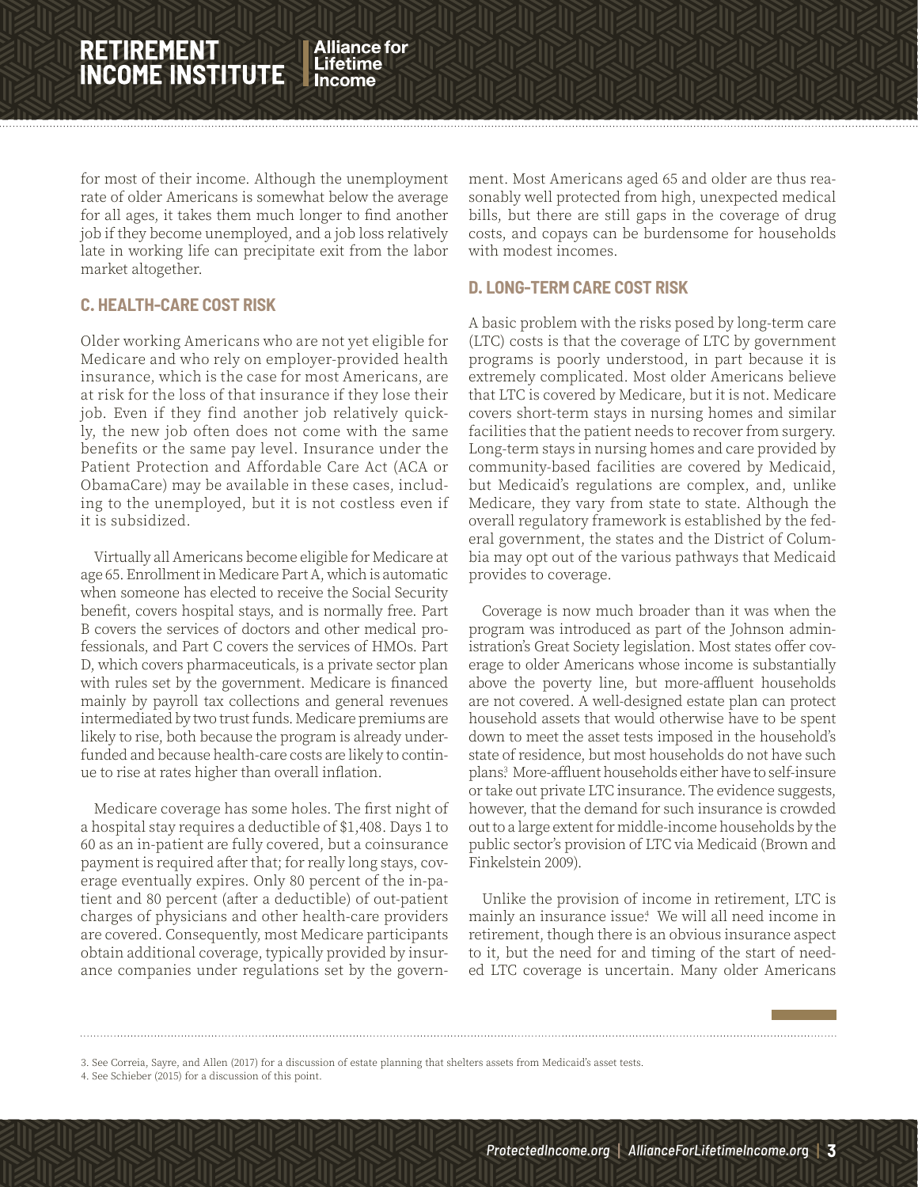for most of their income. Although the unemployment rate of older Americans is somewhat below the average for all ages, it takes them much longer to find another job if they become unemployed, and a job loss relatively late in working life can precipitate exit from the labor market altogether.

### C. HEALTH-CARE COST RISK

Older working Americans who are not yet eligible for Medicare and who rely on employer-provided health insurance, which is the case for most Americans, are at risk for the loss of that insurance if they lose their job. Even if they find another job relatively quickly, the new job often does not come with the same benefits or the same pay level. Insurance under the Patient Protection and Affordable Care Act (ACA or ObamaCare) may be available in these cases, including to the unemployed, but it is not costless even if it is subsidized.

Virtually all Americans become eligible for Medicare at age 65. Enrollment in Medicare Part A, which is automatic when someone has elected to receive the Social Security benefit, covers hospital stays, and is normally free. Part B covers the services of doctors and other medical professionals, and Part C covers the services of HMOs. Part D, which covers pharmaceuticals, is a private sector plan with rules set by the government. Medicare is financed mainly by payroll tax collections and general revenues intermediated by two trust funds. Medicare premiums are likely to rise, both because the program is already underfunded and because health-care costs are likely to continue to rise at rates higher than overall inflation.

Medicare coverage has some holes. The first night of a hospital stay requires a deductible of $1,408. Days 1 to 60 as an in-patient are fully covered, but a coinsurance payment is required after that; for really long stays, coverage eventually expires. Only 80 percent of the in-patient and 80 percent (after a deductible) of out-patient charges of physicians and other health-care providers are covered. Consequently, most Medicare participants obtain additional coverage, typically provided by insurance companies under regulations set by the government. Most Americans aged 65 and older are thus reasonably well protected from high, unexpected medical bills, but there are still gaps in the coverage of drug costs, and copays can be burdensome for households with modest incomes.

### D. LONG-TERM CARE COST RISK

A basic problem with the risks posed by long-term care (LTC) costs is that the coverage of LTC by government programs is poorly understood, in part because it is extremely complicated. Most older Americans believe that LTC is covered by Medicare, but it is not. Medicare covers short-term stays in nursing homes and similar facilities that the patient needs to recover from surgery. Long-term stays in nursing homes and care provided by community-based facilities are covered by Medicaid, but Medicaid's regulations are complex, and, unlike Medicare, they vary from state to state. Although the overall regulatory framework is established by the federal government, the states and the District of Columbia may opt out of the various pathways that Medicaid provides to coverage.

Coverage is now much broader than it was when the program was introduced as part of the Johnson administration's Great Society legislation. Most states offer coverage to older Americans whose income is substantially above the poverty line, but more-affluent households are not covered. A well-designed estate plan can protect household assets that would otherwise have to be spent down to meet the asset tests imposed in the household's state of residence, but most households do not have such plans.[3] More-affluent households either have to self-insure or take out private LTC insurance. The evidence suggests, however, that the demand for such insurance is crowded out to a large extent for middle-income households by the public sector's provision of LTC via Medicaid (Brown and Finkelstein 2009).

Unlike the provision of income in retirement, LTC is mainly an insurance issue.[4] We will all need income in retirement, though there is an obvious insurance aspect to it, but the need for and timing of the start of needed LTC coverage is uncertain. Many older Americans

3. See Correia, Sayre, and Allen (2017) for a discussion of estate planning that shelters assets from Medicaid's asset tests.
4. See Schieber (2015) for a discussion of this point.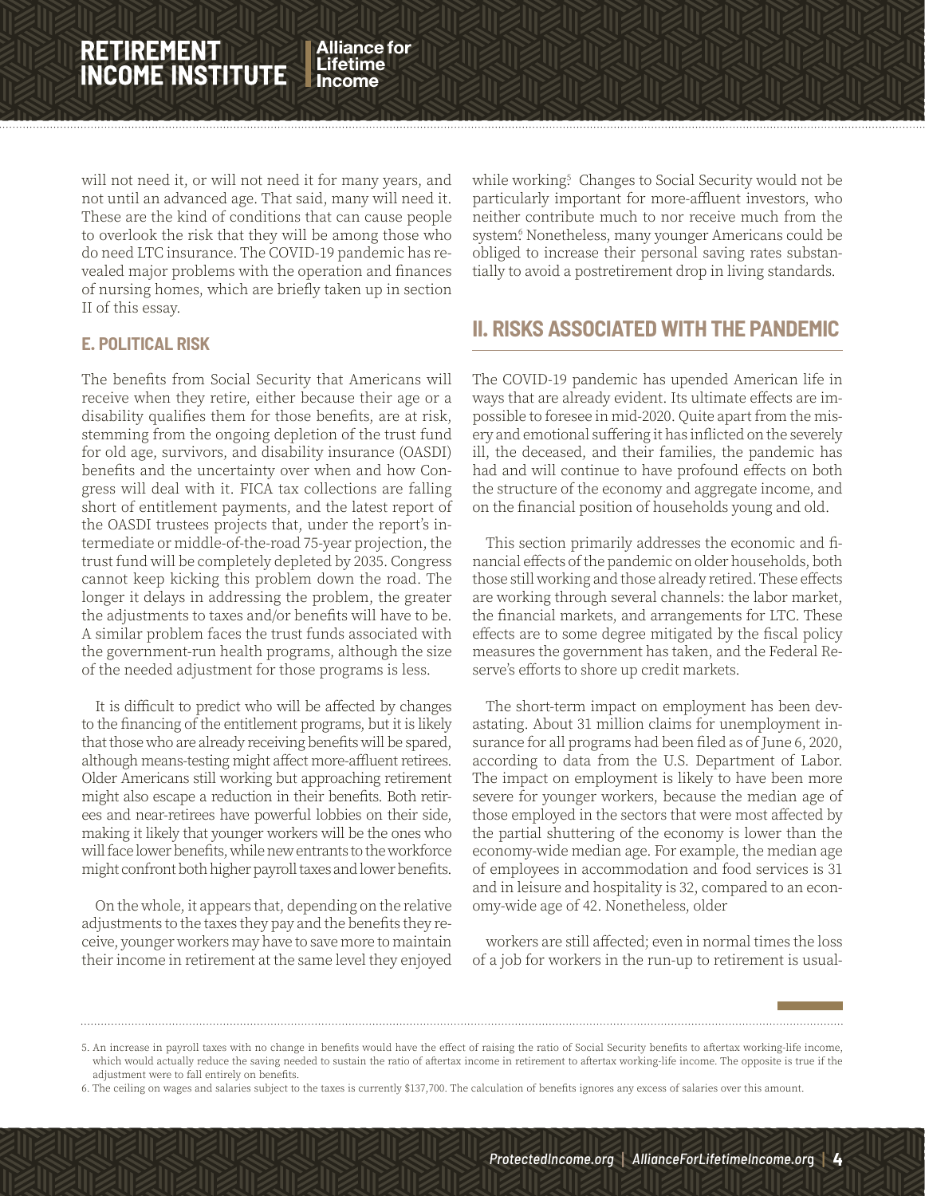will not need it, or will not need it for many years, and not until an advanced age. That said, many will need it. These are the kind of conditions that can cause people to overlook the risk that they will be among those who do need LTC insurance. The COVID-19 pandemic has revealed major problems with the operation and finances of nursing homes, which are briefly taken up in section II of this essay.

### E. POLITICAL RISK

The benefits from Social Security that Americans will receive when they retire, either because their age or a disability qualifies them for those benefits, are at risk, stemming from the ongoing depletion of the trust fund for old age, survivors, and disability insurance (OASDI) benefits and the uncertainty over when and how Congress will deal with it. FICA tax collections are falling short of entitlement payments, and the latest report of the OASDI trustees projects that, under the report's intermediate or middle-of-the-road 75-year projection, the trust fund will be completely depleted by 2035. Congress cannot keep kicking this problem down the road. The longer it delays in addressing the problem, the greater the adjustments to taxes and/or benefits will have to be. A similar problem faces the trust funds associated with the government-run health programs, although the size of the needed adjustment for those programs is less.

It is difficult to predict who will be affected by changes to the financing of the entitlement programs, but it is likely that those who are already receiving benefits will be spared, although means-testing might affect more-affluent retirees. Older Americans still working but approaching retirement might also escape a reduction in their benefits. Both retirees and near-retirees have powerful lobbies on their side, making it likely that younger workers will be the ones who will face lower benefits, while new entrants to the workforce might confront both higher payroll taxes and lower benefits.

On the whole, it appears that, depending on the relative adjustments to the taxes they pay and the benefits they receive, younger workers may have to save more to maintain their income in retirement at the same level they enjoyed while working.[5] Changes to Social Security would not be particularly important for more-affluent investors, who neither contribute much to nor receive much from the system.[6] Nonetheless, many younger Americans could be obliged to increase their personal saving rates substantially to avoid a postretirement drop in living standards.

## II. RISKS ASSOCIATED WITH THE PANDEMIC

The COVID-19 pandemic has upended American life in ways that are already evident. Its ultimate effects are impossible to foresee in mid-2020. Quite apart from the misery and emotional suffering it has inflicted on the severely ill, the deceased, and their families, the pandemic has had and will continue to have profound effects on both the structure of the economy and aggregate income, and on the financial position of households young and old.

This section primarily addresses the economic and financial effects of the pandemic on older households, both those still working and those already retired. These effects are working through several channels: the labor market, the financial markets, and arrangements for LTC. These effects are to some degree mitigated by the fiscal policy measures the government has taken, and the Federal Reserve's efforts to shore up credit markets.

The short-term impact on employment has been devastating. About 31 million claims for unemployment insurance for all programs had been filed as of June 6, 2020, according to data from the U.S. Department of Labor. The impact on employment is likely to have been more severe for younger workers, because the median age of those employed in the sectors that were most affected by the partial shuttering of the economy is lower than the economy-wide median age. For example, the median age of employees in accommodation and food services is 31 and in leisure and hospitality is 32, compared to an economy-wide age of 42. Nonetheless, older workers are still affected; even in normal times the loss of a job for workers in the run-up to retirement is usual-

---

5. An increase in payroll taxes with no change in benefits would have the effect of raising the ratio of Social Security benefits to aftertax working-life income, which would actually reduce the saving needed to sustain the ratio of aftertax income in retirement to aftertax working-life income. The opposite is true if the adjustment were to fall entirely on benefits.

6. The ceiling on wages and salaries subject to the taxes is currently $137,700. The calculation of benefits ignores any excess of salaries over this amount.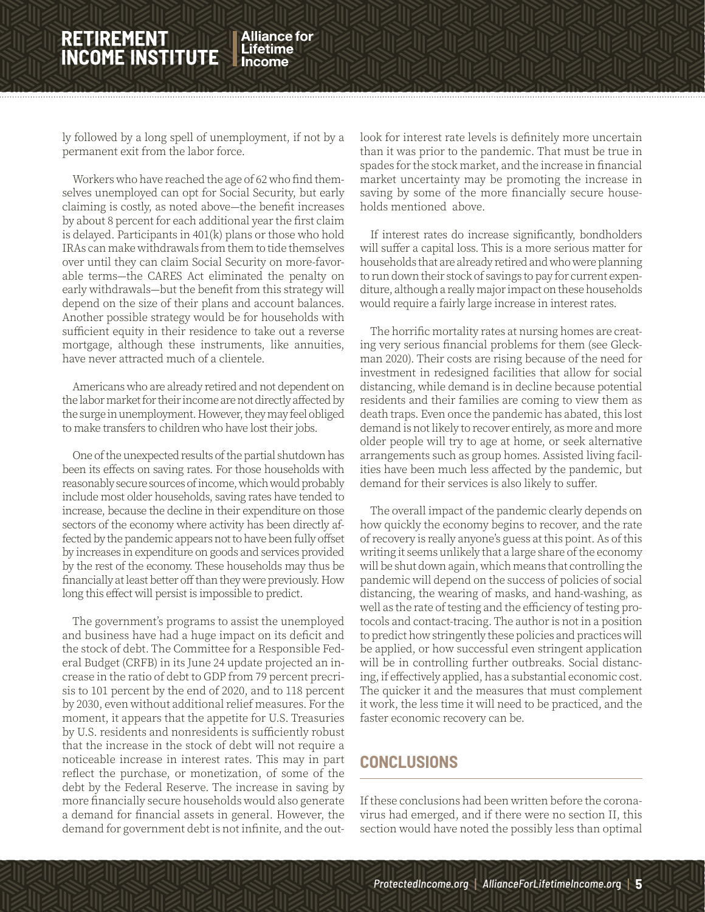ly followed by a long spell of unemployment, if not by a permanent exit from the labor force.

Workers who have reached the age of 62 who find themselves unemployed can opt for Social Security, but early claiming is costly, as noted above—the benefit increases by about 8 percent for each additional year the first claim is delayed. Participants in 401(k) plans or those who hold IRAs can make withdrawals from them to tide themselves over until they can claim Social Security on more-favorable terms—the CARES Act eliminated the penalty on early withdrawals—but the benefit from this strategy will depend on the size of their plans and account balances. Another possible strategy would be for households with sufficient equity in their residence to take out a reverse mortgage, although these instruments, like annuities, have never attracted much of a clientele.

Americans who are already retired and not dependent on the labor market for their income are not directly affected by the surge in unemployment. However, they may feel obliged to make transfers to children who have lost their jobs.

One of the unexpected results of the partial shutdown has been its effects on saving rates. For those households with reasonably secure sources of income, which would probably include most older households, saving rates have tended to increase, because the decline in their expenditure on those sectors of the economy where activity has been directly affected by the pandemic appears not to have been fully offset by increases in expenditure on goods and services provided by the rest of the economy. These households may thus be financially at least better off than they were previously. How long this effect will persist is impossible to predict.

The government's programs to assist the unemployed and business have had a huge impact on its deficit and the stock of debt. The Committee for a Responsible Federal Budget (CRFB) in its June 24 update projected an increase in the ratio of debt to GDP from 79 percent precrisis to 101 percent by the end of 2020, and to 118 percent by 2030, even without additional relief measures. For the moment, it appears that the appetite for U.S. Treasuries by U.S. residents and nonresidents is sufficiently robust that the increase in the stock of debt will not require a noticeable increase in interest rates. This may in part reflect the purchase, or monetization, of some of the debt by the Federal Reserve. The increase in saving by more financially secure households would also generate a demand for financial assets in general. However, the demand for government debt is not infinite, and the outlook for interest rate levels is definitely more uncertain than it was prior to the pandemic. That must be true in spades for the stock market, and the increase in financial market uncertainty may be promoting the increase in saving by some of the more financially secure households mentioned above.

If interest rates do increase significantly, bondholders will suffer a capital loss. This is a more serious matter for households that are already retired and who were planning to run down their stock of savings to pay for current expenditure, although a really major impact on these households would require a fairly large increase in interest rates.

The horrific mortality rates at nursing homes are creating very serious financial problems for them (see Gleckman 2020). Their costs are rising because of the need for investment in redesigned facilities that allow for social distancing, while demand is in decline because potential residents and their families are coming to view them as death traps. Even once the pandemic has abated, this lost demand is not likely to recover entirely, as more and more older people will try to age at home, or seek alternative arrangements such as group homes. Assisted living facilities have been much less affected by the pandemic, but demand for their services is also likely to suffer.

The overall impact of the pandemic clearly depends on how quickly the economy begins to recover, and the rate of recovery is really anyone's guess at this point. As of this writing it seems unlikely that a large share of the economy will be shut down again, which means that controlling the pandemic will depend on the success of policies of social distancing, the wearing of masks, and hand-washing, as well as the rate of testing and the efficiency of testing protocols and contact-tracing. The author is not in a position to predict how stringently these policies and practices will be applied, or how successful even stringent application will be in controlling further outbreaks. Social distancing, if effectively applied, has a substantial economic cost. The quicker it and the measures that must complement it work, the less time it will need to be practiced, and the faster economic recovery can be.

## CONCLUSIONS

If these conclusions had been written before the coronavirus had emerged, and if there were no section II, this section would have noted the possibly less than optimal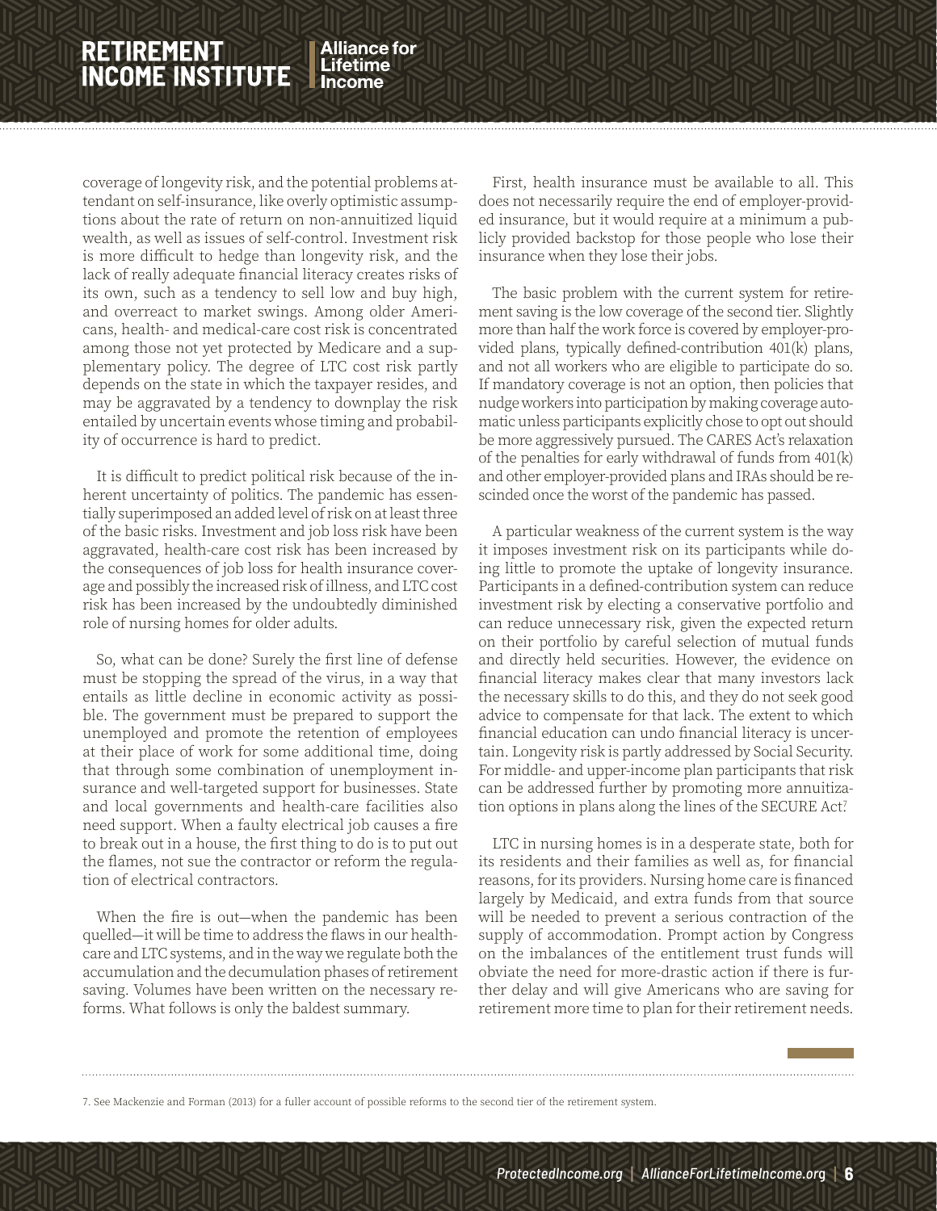coverage of longevity risk, and the potential problems attendant on self-insurance, like overly optimistic assumptions about the rate of return on non-annuitized liquid wealth, as well as issues of self-control. Investment risk is more difficult to hedge than longevity risk, and the lack of really adequate financial literacy creates risks of its own, such as a tendency to sell low and buy high, and overreact to market swings. Among older Americans, health- and medical-care cost risk is concentrated among those not yet protected by Medicare and a supplementary policy. The degree of LTC cost risk partly depends on the state in which the taxpayer resides, and may be aggravated by a tendency to downplay the risk entailed by uncertain events whose timing and probability of occurrence is hard to predict.

It is difficult to predict political risk because of the inherent uncertainty of politics. The pandemic has essentially superimposed an added level of risk on at least three of the basic risks. Investment and job loss risk have been aggravated, health-care cost risk has been increased by the consequences of job loss for health insurance coverage and possibly the increased risk of illness, and LTC cost risk has been increased by the undoubtedly diminished role of nursing homes for older adults.

So, what can be done? Surely the first line of defense must be stopping the spread of the virus, in a way that entails as little decline in economic activity as possible. The government must be prepared to support the unemployed and promote the retention of employees at their place of work for some additional time, doing that through some combination of unemployment insurance and well-targeted support for businesses. State and local governments and health-care facilities also need support. When a faulty electrical job causes a fire to break out in a house, the first thing to do is to put out the flames, not sue the contractor or reform the regulation of electrical contractors.

When the fire is out—when the pandemic has been quelled—it will be time to address the flaws in our health-care and LTC systems, and in the way we regulate both the accumulation and the decumulation phases of retirement saving. Volumes have been written on the necessary reforms. What follows is only the baldest summary.

First, health insurance must be available to all. This does not necessarily require the end of employer-provided insurance, but it would require at a minimum a publicly provided backstop for those people who lose their insurance when they lose their jobs.

The basic problem with the current system for retirement saving is the low coverage of the second tier. Slightly more than half the work force is covered by employer-provided plans, typically defined-contribution 401(k) plans, and not all workers who are eligible to participate do so. If mandatory coverage is not an option, then policies that nudge workers into participation by making coverage automatic unless participants explicitly chose to opt out should be more aggressively pursued. The CARES Act's relaxation of the penalties for early withdrawal of funds from 401(k) and other employer-provided plans and IRAs should be rescinded once the worst of the pandemic has passed.

A particular weakness of the current system is the way it imposes investment risk on its participants while doing little to promote the uptake of longevity insurance. Participants in a defined-contribution system can reduce investment risk by electing a conservative portfolio and can reduce unnecessary risk, given the expected return on their portfolio by careful selection of mutual funds and directly held securities. However, the evidence on financial literacy makes clear that many investors lack the necessary skills to do this, and they do not seek good advice to compensate for that lack. The extent to which financial education can undo financial literacy is uncertain. Longevity risk is partly addressed by Social Security. For middle- and upper-income plan participants that risk can be addressed further by promoting more annuitization options in plans along the lines of the SECURE Act[7]

LTC in nursing homes is in a desperate state, both for its residents and their families as well as, for financial reasons, for its providers. Nursing home care is financed largely by Medicaid, and extra funds from that source will be needed to prevent a serious contraction of the supply of accommodation. Prompt action by Congress on the imbalances of the entitlement trust funds will obviate the need for more-drastic action if there is further delay and will give Americans who are saving for retirement more time to plan for their retirement needs.

7. See Mackenzie and Forman (2013) for a fuller account of possible reforms to the second tier of the retirement system.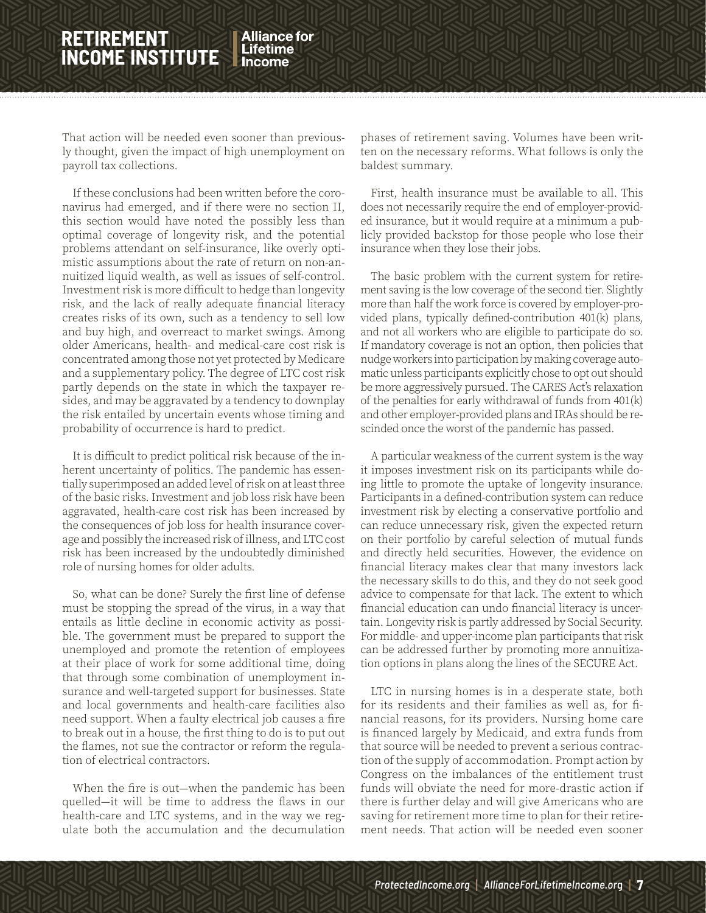That action will be needed even sooner than previously thought, given the impact of high unemployment on payroll tax collections.

If these conclusions had been written before the coronavirus had emerged, and if there were no section II, this section would have noted the possibly less than optimal coverage of longevity risk, and the potential problems attendant on self-insurance, like overly optimistic assumptions about the rate of return on non-annuitized liquid wealth, as well as issues of self-control. Investment risk is more difficult to hedge than longevity risk, and the lack of really adequate financial literacy creates risks of its own, such as a tendency to sell low and buy high, and overreact to market swings. Among older Americans, health- and medical-care cost risk is concentrated among those not yet protected by Medicare and a supplementary policy. The degree of LTC cost risk partly depends on the state in which the taxpayer resides, and may be aggravated by a tendency to downplay the risk entailed by uncertain events whose timing and probability of occurrence is hard to predict.

It is difficult to predict political risk because of the inherent uncertainty of politics. The pandemic has essentially superimposed an added level of risk on at least three of the basic risks. Investment and job loss risk have been aggravated, health-care cost risk has been increased by the consequences of job loss for health insurance coverage and possibly the increased risk of illness, and LTC cost risk has been increased by the undoubtedly diminished role of nursing homes for older adults.

So, what can be done? Surely the first line of defense must be stopping the spread of the virus, in a way that entails as little decline in economic activity as possible. The government must be prepared to support the unemployed and promote the retention of employees at their place of work for some additional time, doing that through some combination of unemployment insurance and well-targeted support for businesses. State and local governments and health-care facilities also need support. When a faulty electrical job causes a fire to break out in a house, the first thing to do is to put out the flames, not sue the contractor or reform the regulation of electrical contractors.

When the fire is out—when the pandemic has been quelled—it will be time to address the flaws in our health-care and LTC systems, and in the way we regulate both the accumulation and the decumulation phases of retirement saving. Volumes have been written on the necessary reforms. What follows is only the baldest summary.

First, health insurance must be available to all. This does not necessarily require the end of employer-provided insurance, but it would require at a minimum a publicly provided backstop for those people who lose their insurance when they lose their jobs.

The basic problem with the current system for retirement saving is the low coverage of the second tier. Slightly more than half the work force is covered by employer-provided plans, typically defined-contribution 401(k) plans, and not all workers who are eligible to participate do so. If mandatory coverage is not an option, then policies that nudge workers into participation by making coverage automatic unless participants explicitly chose to opt out should be more aggressively pursued. The CARES Act's relaxation of the penalties for early withdrawal of funds from 401(k) and other employer-provided plans and IRAs should be rescinded once the worst of the pandemic has passed.

A particular weakness of the current system is the way it imposes investment risk on its participants while doing little to promote the uptake of longevity insurance. Participants in a defined-contribution system can reduce investment risk by electing a conservative portfolio and can reduce unnecessary risk, given the expected return on their portfolio by careful selection of mutual funds and directly held securities. However, the evidence on financial literacy makes clear that many investors lack the necessary skills to do this, and they do not seek good advice to compensate for that lack. The extent to which financial education can undo financial literacy is uncertain. Longevity risk is partly addressed by Social Security. For middle- and upper-income plan participants that risk can be addressed further by promoting more annuitization options in plans along the lines of the SECURE Act.

LTC in nursing homes is in a desperate state, both for its residents and their families as well as, for financial reasons, for its providers. Nursing home care is financed largely by Medicaid, and extra funds from that source will be needed to prevent a serious contraction of the supply of accommodation. Prompt action by Congress on the imbalances of the entitlement trust funds will obviate the need for more-drastic action if there is further delay and will give Americans who are saving for retirement more time to plan for their retirement needs. That action will be needed even sooner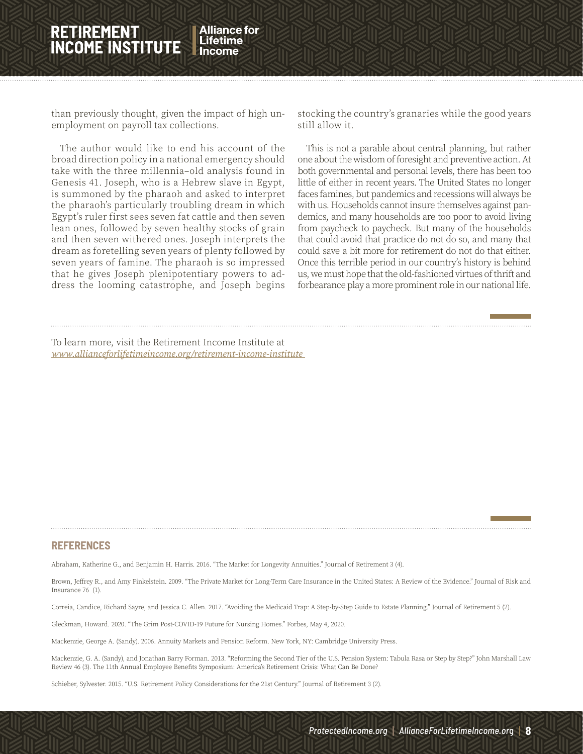than previously thought, given the impact of high unemployment on payroll tax collections.

The author would like to end his account of the broad direction policy in a national emergency should take with the three millennia–old analysis found in Genesis 41. Joseph, who is a Hebrew slave in Egypt, is summoned by the pharaoh and asked to interpret the pharaoh's particularly troubling dream in which Egypt's ruler first sees seven fat cattle and then seven lean ones, followed by seven healthy stocks of grain and then seven withered ones. Joseph interprets the dream as foretelling seven years of plenty followed by seven years of famine. The pharaoh is so impressed that he gives Joseph plenipotentiary powers to address the looming catastrophe, and Joseph begins stocking the country's granaries while the good years still allow it.

This is not a parable about central planning, but rather one about the wisdom of foresight and preventive action. At both governmental and personal levels, there has been too little of either in recent years. The United States no longer faces famines, but pandemics and recessions will always be with us. Households cannot insure themselves against pandemics, and many households are too poor to avoid living from paycheck to paycheck. But many of the households that could avoid that practice do not do so, and many that could save a bit more for retirement do not do that either. Once this terrible period in our country's history is behind us, we must hope that the old-fashioned virtues of thrift and forbearance play a more prominent role in our national life.

To learn more, visit the Retirement Income Institute at *www.allianceforlifetimeincome.org/retirement-income-institute*

## REFERENCES

Abraham, Katherine G., and Benjamin H. Harris. 2016. "The Market for Longevity Annuities." Journal of Retirement 3 (4).

Brown, Jeffrey R., and Amy Finkelstein. 2009. "The Private Market for Long-Term Care Insurance in the United States: A Review of the Evidence." Journal of Risk and Insurance 76 (1).

Correia, Candice, Richard Sayre, and Jessica C. Allen. 2017. "Avoiding the Medicaid Trap: A Step-by-Step Guide to Estate Planning." Journal of Retirement 5 (2).

Gleckman, Howard. 2020. "The Grim Post-COVID-19 Future for Nursing Homes." Forbes, May 4, 2020.

Mackenzie, George A. (Sandy). 2006. Annuity Markets and Pension Reform. New York, NY: Cambridge University Press.

Mackenzie, G. A. (Sandy), and Jonathan Barry Forman. 2013. "Reforming the Second Tier of the U.S. Pension System: Tabula Rasa or Step by Step?" John Marshall Law Review 46 (3). The 11th Annual Employee Benefits Symposium: America's Retirement Crisis: What Can Be Done?

Schieber, Sylvester. 2015. "U.S. Retirement Policy Considerations for the 21st Century." Journal of Retirement 3 (2).